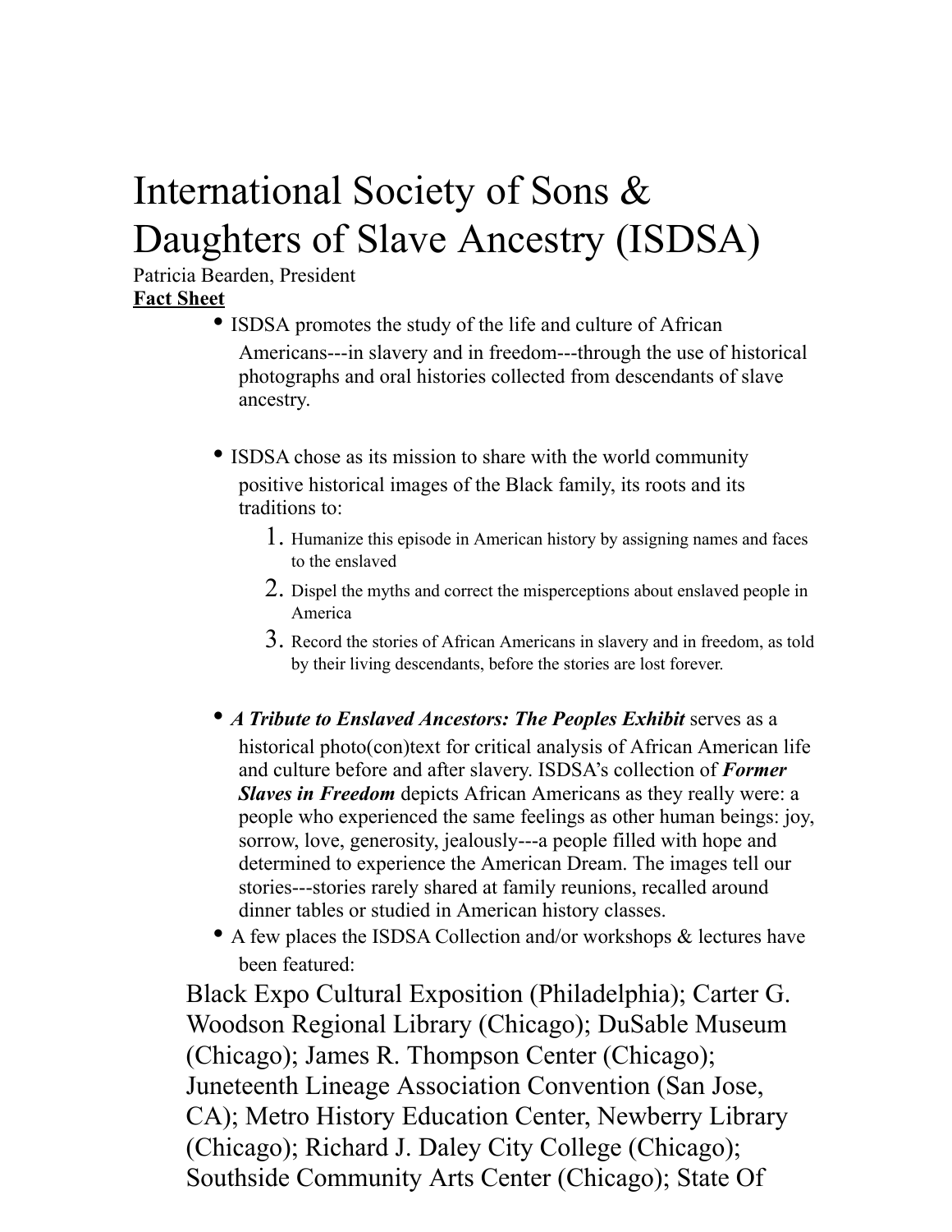# International Society of Sons & Daughters of Slave Ancestry (ISDSA)

Patricia Bearden, President

**Fact Sheet**

- ISDSA promotes the study of the life and culture of African Americans---in slavery and in freedom---through the use of historical photographs and oral histories collected from descendants of slave ancestry.

- ISDSA chose as its mission to share with the world community positive historical images of the Black family, its roots and its traditions to:
  1. Humanize this episode in American history by assigning names and faces to the enslaved
  2. Dispel the myths and correct the misperceptions about enslaved people in America
  3. Record the stories of African Americans in slavery and in freedom, as told by their living descendants, before the stories are lost forever.

- ***A Tribute to Enslaved Ancestors: The Peoples Exhibit*** serves as a historical photo(con)text for critical analysis of African American life and culture before and after slavery. ISDSA's collection of ***Former Slaves in Freedom*** depicts African Americans as they really were: a people who experienced the same feelings as other human beings: joy, sorrow, love, generosity, jealously---a people filled with hope and determined to experience the American Dream. The images tell our stories---stories rarely shared at family reunions, recalled around dinner tables or studied in American history classes.
- A few places the ISDSA Collection and/or workshops & lectures have been featured:

Black Expo Cultural Exposition (Philadelphia); Carter G. Woodson Regional Library (Chicago); DuSable Museum (Chicago); James R. Thompson Center (Chicago); Juneteenth Lineage Association Convention (San Jose, CA); Metro History Education Center, Newberry Library (Chicago); Richard J. Daley City College (Chicago); Southside Community Arts Center (Chicago); State Of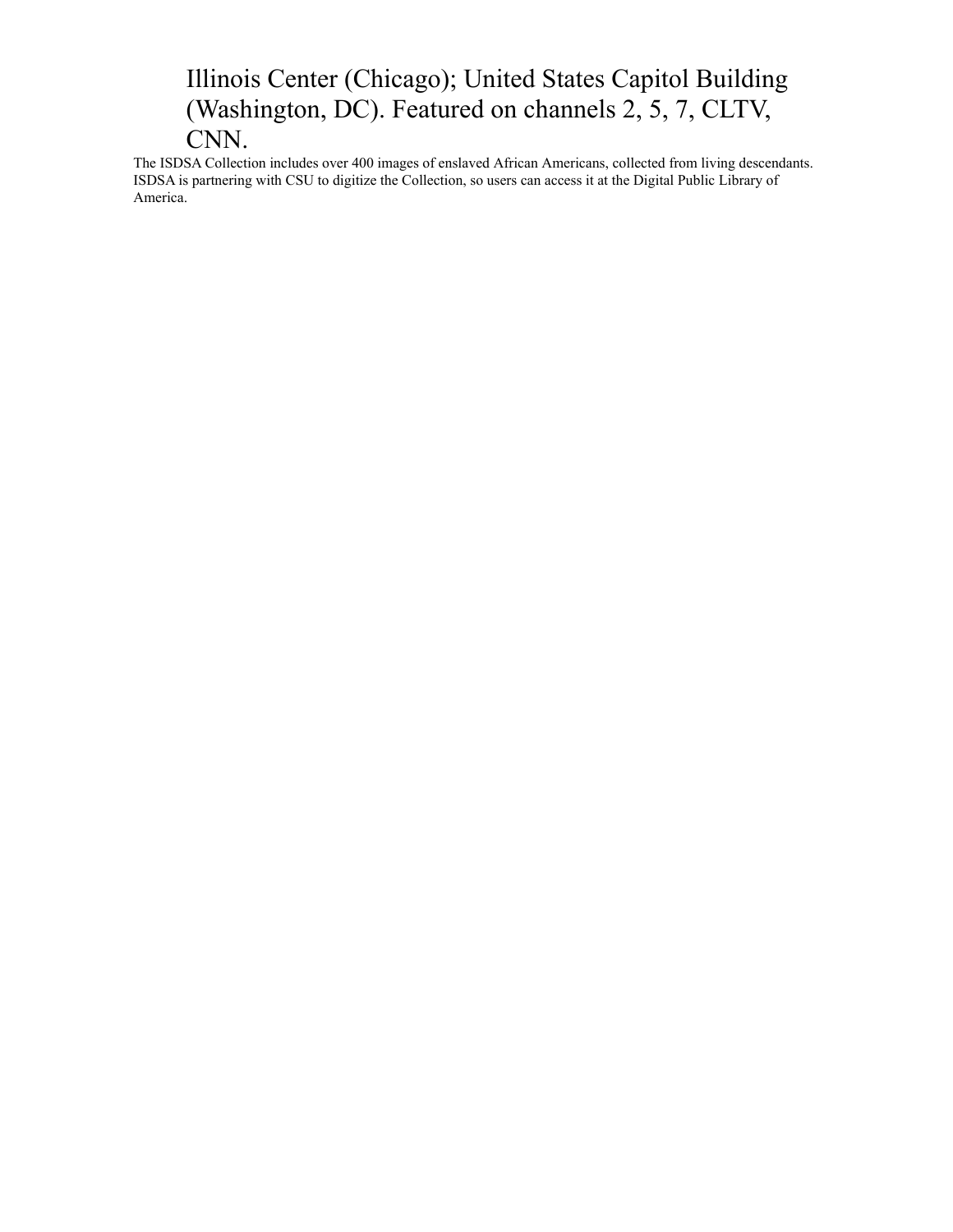Illinois Center (Chicago); United States Capitol Building (Washington, DC). Featured on channels 2, 5, 7, CLTV, CNN.

The ISDSA Collection includes over 400 images of enslaved African Americans, collected from living descendants. ISDSA is partnering with CSU to digitize the Collection, so users can access it at the Digital Public Library of America.